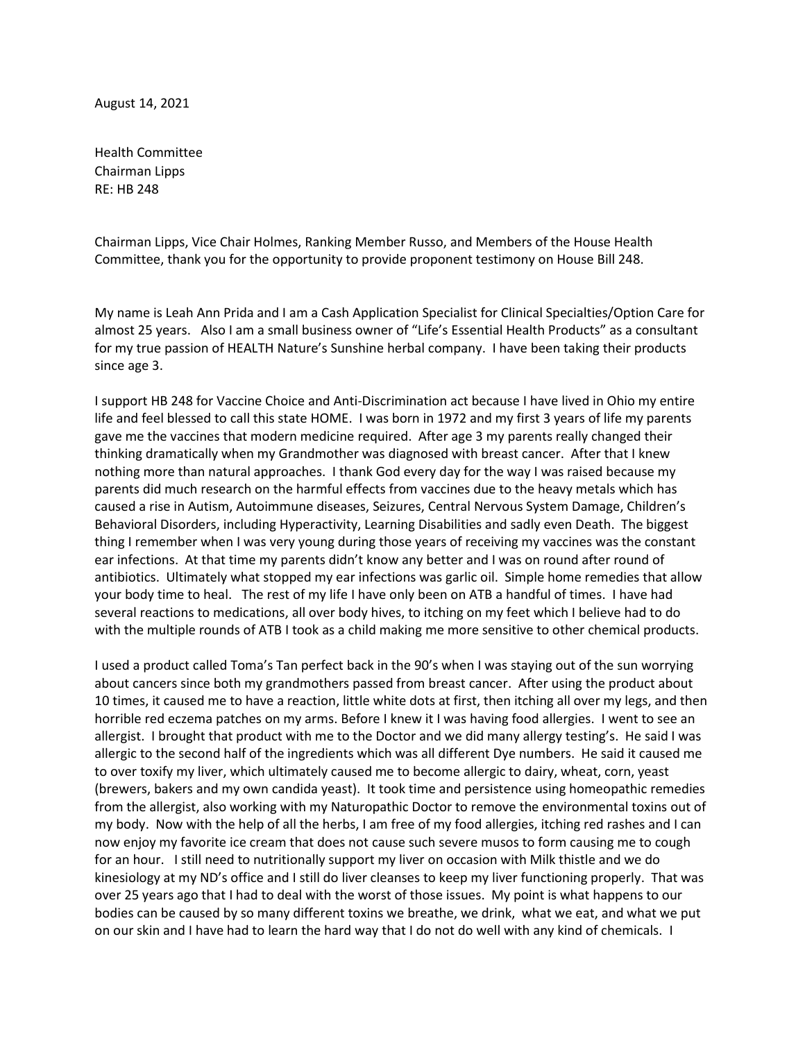August 14, 2021

Health Committee
Chairman Lipps
RE: HB 248

Chairman Lipps, Vice Chair Holmes, Ranking Member Russo, and Members of the House Health Committee, thank you for the opportunity to provide proponent testimony on House Bill 248.

My name is Leah Ann Prida and I am a Cash Application Specialist for Clinical Specialties/Option Care for almost 25 years. Also I am a small business owner of "Life's Essential Health Products" as a consultant for my true passion of HEALTH Nature's Sunshine herbal company. I have been taking their products since age 3.

I support HB 248 for Vaccine Choice and Anti-Discrimination act because I have lived in Ohio my entire life and feel blessed to call this state HOME. I was born in 1972 and my first 3 years of life my parents gave me the vaccines that modern medicine required. After age 3 my parents really changed their thinking dramatically when my Grandmother was diagnosed with breast cancer. After that I knew nothing more than natural approaches. I thank God every day for the way I was raised because my parents did much research on the harmful effects from vaccines due to the heavy metals which has caused a rise in Autism, Autoimmune diseases, Seizures, Central Nervous System Damage, Children's Behavioral Disorders, including Hyperactivity, Learning Disabilities and sadly even Death. The biggest thing I remember when I was very young during those years of receiving my vaccines was the constant ear infections. At that time my parents didn't know any better and I was on round after round of antibiotics. Ultimately what stopped my ear infections was garlic oil. Simple home remedies that allow your body time to heal. The rest of my life I have only been on ATB a handful of times. I have had several reactions to medications, all over body hives, to itching on my feet which I believe had to do with the multiple rounds of ATB I took as a child making me more sensitive to other chemical products.

I used a product called Toma's Tan perfect back in the 90's when I was staying out of the sun worrying about cancers since both my grandmothers passed from breast cancer. After using the product about 10 times, it caused me to have a reaction, little white dots at first, then itching all over my legs, and then horrible red eczema patches on my arms. Before I knew it I was having food allergies. I went to see an allergist. I brought that product with me to the Doctor and we did many allergy testing's. He said I was allergic to the second half of the ingredients which was all different Dye numbers. He said it caused me to over toxify my liver, which ultimately caused me to become allergic to dairy, wheat, corn, yeast (brewers, bakers and my own candida yeast). It took time and persistence using homeopathic remedies from the allergist, also working with my Naturopathic Doctor to remove the environmental toxins out of my body. Now with the help of all the herbs, I am free of my food allergies, itching red rashes and I can now enjoy my favorite ice cream that does not cause such severe musos to form causing me to cough for an hour. I still need to nutritionally support my liver on occasion with Milk thistle and we do kinesiology at my ND's office and I still do liver cleanses to keep my liver functioning properly. That was over 25 years ago that I had to deal with the worst of those issues. My point is what happens to our bodies can be caused by so many different toxins we breathe, we drink, what we eat, and what we put on our skin and I have had to learn the hard way that I do not do well with any kind of chemicals. I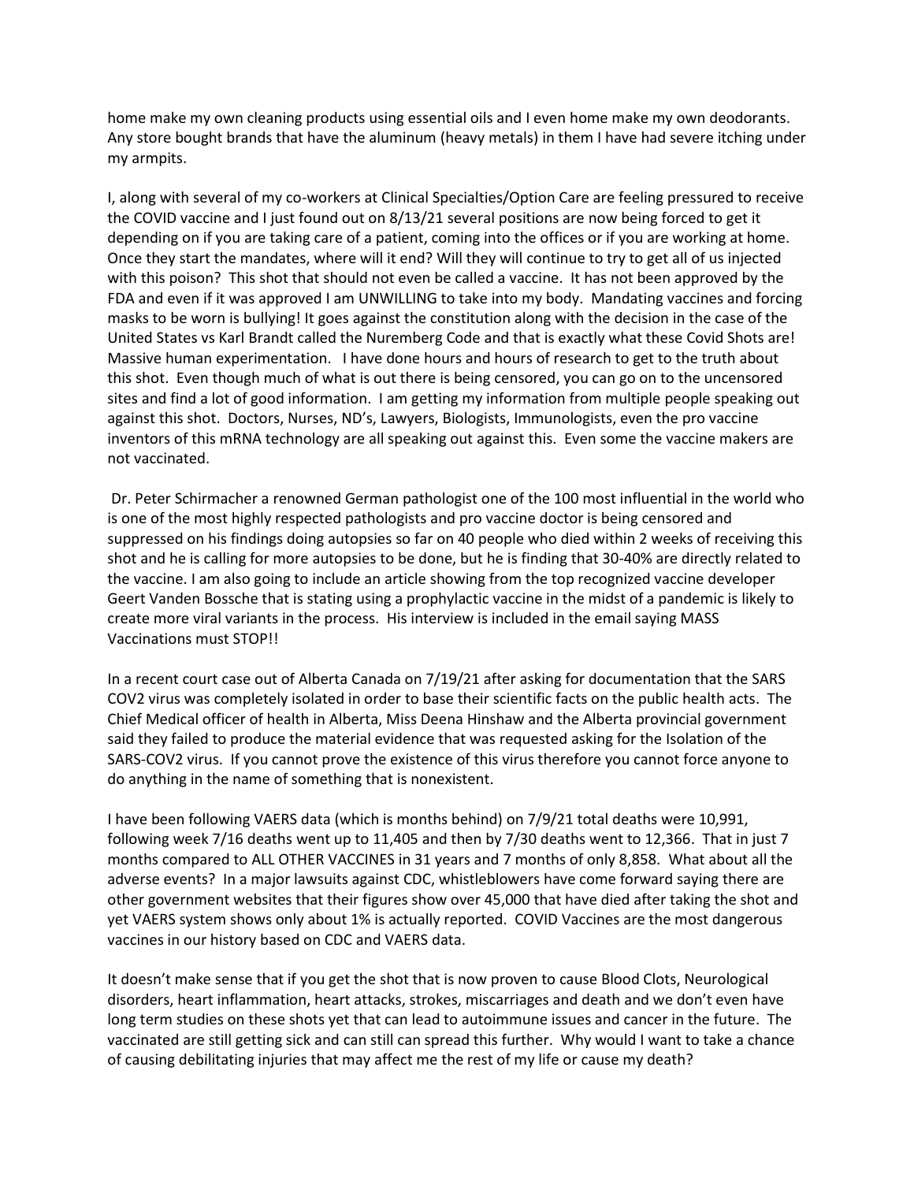home make my own cleaning products using essential oils and I even home make my own deodorants. Any store bought brands that have the aluminum (heavy metals) in them I have had severe itching under my armpits.

I, along with several of my co-workers at Clinical Specialties/Option Care are feeling pressured to receive the COVID vaccine and I just found out on 8/13/21 several positions are now being forced to get it depending on if you are taking care of a patient, coming into the offices or if you are working at home. Once they start the mandates, where will it end? Will they will continue to try to get all of us injected with this poison? This shot that should not even be called a vaccine. It has not been approved by the FDA and even if it was approved I am UNWILLING to take into my body. Mandating vaccines and forcing masks to be worn is bullying! It goes against the constitution along with the decision in the case of the United States vs Karl Brandt called the Nuremberg Code and that is exactly what these Covid Shots are! Massive human experimentation. I have done hours and hours of research to get to the truth about this shot. Even though much of what is out there is being censored, you can go on to the uncensored sites and find a lot of good information. I am getting my information from multiple people speaking out against this shot. Doctors, Nurses, ND's, Lawyers, Biologists, Immunologists, even the pro vaccine inventors of this mRNA technology are all speaking out against this. Even some the vaccine makers are not vaccinated.

Dr. Peter Schirmacher a renowned German pathologist one of the 100 most influential in the world who is one of the most highly respected pathologists and pro vaccine doctor is being censored and suppressed on his findings doing autopsies so far on 40 people who died within 2 weeks of receiving this shot and he is calling for more autopsies to be done, but he is finding that 30-40% are directly related to the vaccine. I am also going to include an article showing from the top recognized vaccine developer Geert Vanden Bossche that is stating using a prophylactic vaccine in the midst of a pandemic is likely to create more viral variants in the process. His interview is included in the email saying MASS Vaccinations must STOP!!

In a recent court case out of Alberta Canada on 7/19/21 after asking for documentation that the SARS COV2 virus was completely isolated in order to base their scientific facts on the public health acts. The Chief Medical officer of health in Alberta, Miss Deena Hinshaw and the Alberta provincial government said they failed to produce the material evidence that was requested asking for the Isolation of the SARS-COV2 virus. If you cannot prove the existence of this virus therefore you cannot force anyone to do anything in the name of something that is nonexistent.

I have been following VAERS data (which is months behind) on 7/9/21 total deaths were 10,991, following week 7/16 deaths went up to 11,405 and then by 7/30 deaths went to 12,366. That in just 7 months compared to ALL OTHER VACCINES in 31 years and 7 months of only 8,858. What about all the adverse events? In a major lawsuits against CDC, whistleblowers have come forward saying there are other government websites that their figures show over 45,000 that have died after taking the shot and yet VAERS system shows only about 1% is actually reported. COVID Vaccines are the most dangerous vaccines in our history based on CDC and VAERS data.

It doesn't make sense that if you get the shot that is now proven to cause Blood Clots, Neurological disorders, heart inflammation, heart attacks, strokes, miscarriages and death and we don't even have long term studies on these shots yet that can lead to autoimmune issues and cancer in the future. The vaccinated are still getting sick and can still can spread this further. Why would I want to take a chance of causing debilitating injuries that may affect me the rest of my life or cause my death?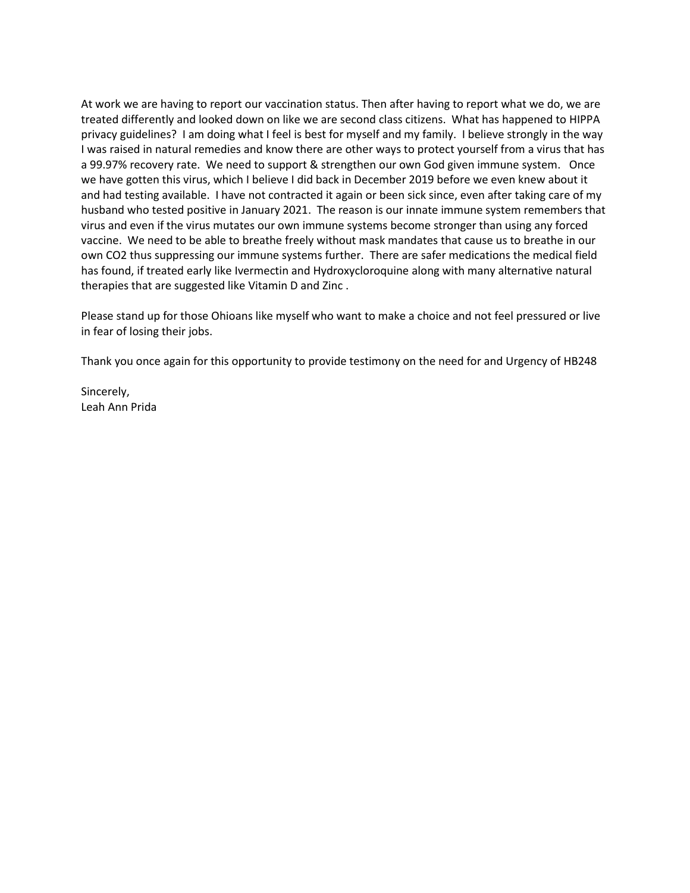At work we are having to report our vaccination status. Then after having to report what we do, we are treated differently and looked down on like we are second class citizens. What has happened to HIPPA privacy guidelines? I am doing what I feel is best for myself and my family. I believe strongly in the way I was raised in natural remedies and know there are other ways to protect yourself from a virus that has a 99.97% recovery rate. We need to support & strengthen our own God given immune system. Once we have gotten this virus, which I believe I did back in December 2019 before we even knew about it and had testing available. I have not contracted it again or been sick since, even after taking care of my husband who tested positive in January 2021. The reason is our innate immune system remembers that virus and even if the virus mutates our own immune systems become stronger than using any forced vaccine. We need to be able to breathe freely without mask mandates that cause us to breathe in our own $CO_2$ thus suppressing our immune systems further. There are safer medications the medical field has found, if treated early like Ivermectin and Hydroxycloroquine along with many alternative natural therapies that are suggested like Vitamin D and Zinc .

Please stand up for those Ohioans like myself who want to make a choice and not feel pressured or live in fear of losing their jobs.

Thank you once again for this opportunity to provide testimony on the need for and Urgency of HB248

Sincerely,
Leah Ann Prida